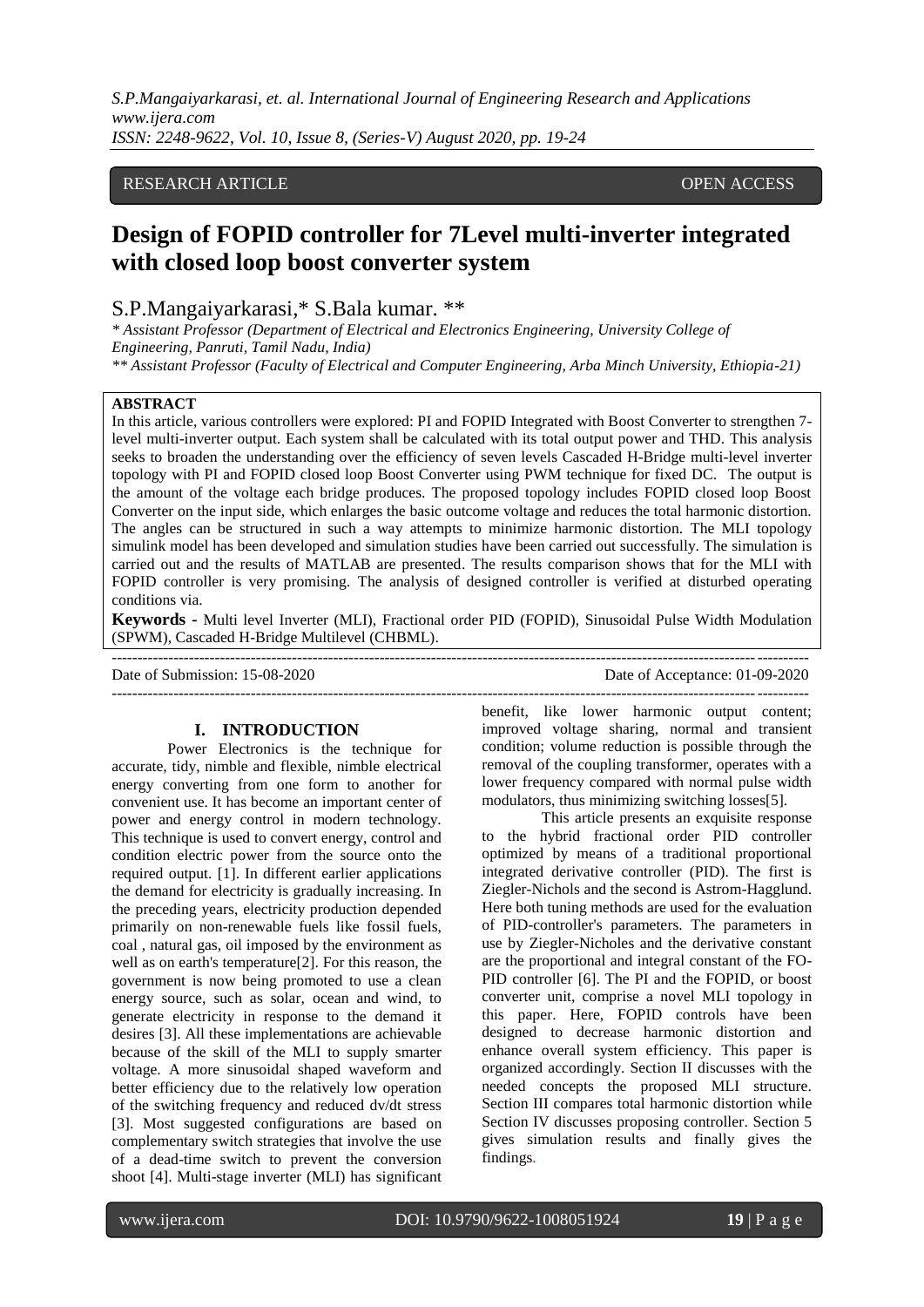RESEARCH ARTICLE OPEN ACCESS

# Design of FOPID controller for 7Level multi-inverter integrated with closed loop boost converter system

S.P.Mangaiyarkarasi,* S.Bala kumar. **

*\* Assistant Professor (Department of Electrical and Electronics Engineering, University College of Engineering, Panruti, Tamil Nadu, India)*
*\*\* Assistant Professor (Faculty of Electrical and Computer Engineering, Arba Minch University, Ethiopia-21)*

**ABSTRACT**

In this article, various controllers were explored: PI and FOPID Integrated with Boost Converter to strengthen 7-level multi-inverter output. Each system shall be calculated with its total output power and THD. This analysis seeks to broaden the understanding over the efficiency of seven levels Cascaded H-Bridge multi-level inverter topology with PI and FOPID closed loop Boost Converter using PWM technique for fixed DC. The output is the amount of the voltage each bridge produces. The proposed topology includes FOPID closed loop Boost Converter on the input side, which enlarges the basic outcome voltage and reduces the total harmonic distortion. The angles can be structured in such a way attempts to minimize harmonic distortion. The MLI topology simulink model has been developed and simulation studies have been carried out successfully. The simulation is carried out and the results of MATLAB are presented. The results comparison shows that for the MLI with FOPID controller is very promising. The analysis of designed controller is verified at disturbed operating conditions via.

**Keywords -** Multi level Inverter (MLI), Fractional order PID (FOPID), Sinusoidal Pulse Width Modulation (SPWM), Cascaded H-Bridge Multilevel (CHBML).

---

Date of Submission: 15-08-2020 Date of Acceptance: 01-09-2020

---

## I. INTRODUCTION

Power Electronics is the technique for accurate, tidy, nimble and flexible, nimble electrical energy converting from one form to another for convenient use. It has become an important center of power and energy control in modern technology. This technique is used to convert energy, control and condition electric power from the source onto the required output. [1]. In different earlier applications the demand for electricity is gradually increasing. In the preceding years, electricity production depended primarily on non-renewable fuels like fossil fuels, coal , natural gas, oil imposed by the environment as well as on earth's temperature[2]. For this reason, the government is now being promoted to use a clean energy source, such as solar, ocean and wind, to generate electricity in response to the demand it desires [3]. All these implementations are achievable because of the skill of the MLI to supply smarter voltage. A more sinusoidal shaped waveform and better efficiency due to the relatively low operation of the switching frequency and reduced dv/dt stress [3]. Most suggested configurations are based on complementary switch strategies that involve the use of a dead-time switch to prevent the conversion shoot [4]. Multi-stage inverter (MLI) has significant benefit, like lower harmonic output content; improved voltage sharing, normal and transient condition; volume reduction is possible through the removal of the coupling transformer, operates with a lower frequency compared with normal pulse width modulators, thus minimizing switching losses[5].

This article presents an exquisite response to the hybrid fractional order PID controller optimized by means of a traditional proportional integrated derivative controller (PID). The first is Ziegler-Nichols and the second is Astrom-Hagglund. Here both tuning methods are used for the evaluation of PID-controller's parameters. The parameters in use by Ziegler-Nicholes and the derivative constant are the proportional and integral constant of the FO-PID controller [6]. The PI and the FOPID, or boost converter unit, comprise a novel MLI topology in this paper. Here, FOPID controls have been designed to decrease harmonic distortion and enhance overall system efficiency. This paper is organized accordingly. Section II discusses with the needed concepts the proposed MLI structure. Section III compares total harmonic distortion while Section IV discusses proposing controller. Section 5 gives simulation results and finally gives the findings.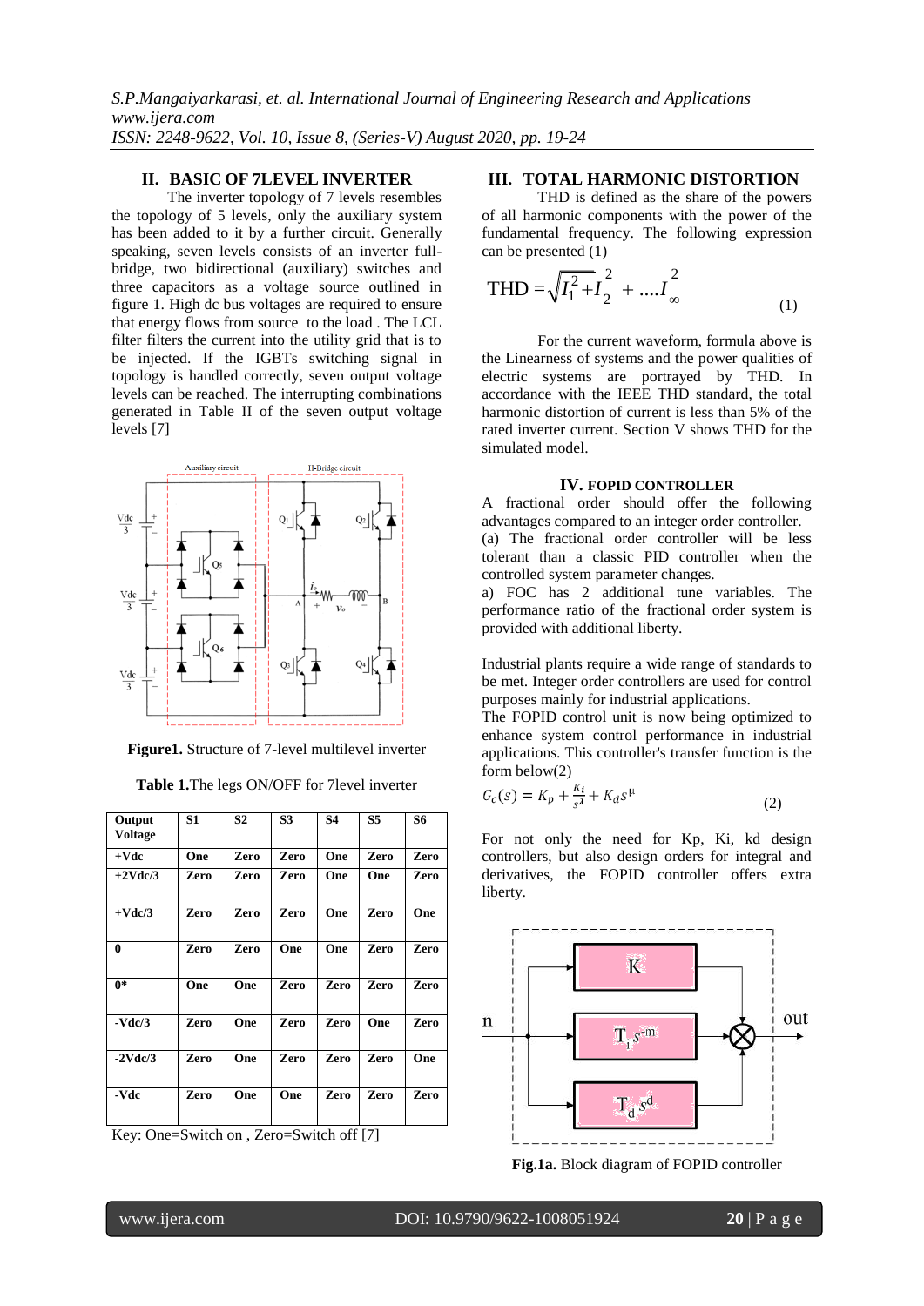## II. BASIC OF 7LEVEL INVERTER

The inverter topology of 7 levels resembles the topology of 5 levels, only the auxiliary system has been added to it by a further circuit. Generally speaking, seven levels consists of an inverter full-bridge, two bidirectional (auxiliary) switches and three capacitors as a voltage source outlined in figure 1. High dc bus voltages are required to ensure that energy flows from source to the load . The LCL filter filters the current into the utility grid that is to be injected. If the IGBTs switching signal in topology is handled correctly, seven output voltage levels can be reached. The interrupting combinations generated in Table II of the seven output voltage levels [7]

**Figure1.** Structure of 7-level multilevel inverter

**Table 1.**The legs ON/OFF for 7level inverter

| Output Voltage | S1 | S2 | S3 | S4 | S5 | S6 |
|---|---|---|---|---|---|---|
| +Vdc | One | Zero | Zero | One | Zero | Zero |
| +2Vdc/3 | Zero | Zero | Zero | One | One | Zero |
| +Vdc/3 | Zero | Zero | Zero | One | Zero | One |
| 0 | Zero | Zero | One | One | Zero | Zero |
| 0* | One | One | Zero | Zero | Zero | Zero |
| -Vdc/3 | Zero | One | Zero | Zero | One | Zero |
| -2Vdc/3 | Zero | One | Zero | Zero | Zero | One |
| -Vdc | Zero | One | One | Zero | Zero | Zero |

Key: One=Switch on , Zero=Switch off [7]

## III. TOTAL HARMONIC DISTORTION

THD is defined as the share of the powers of all harmonic components with the power of the fundamental frequency. The following expression can be presented (1)

$$\mathrm{THD} = \sqrt{I_1^2 + I_2^2 + \dots I_\infty^2} \quad (1)$$

For the current waveform, formula above is the Linearness of systems and the power qualities of electric systems are portrayed by THD. In accordance with the IEEE THD standard, the total harmonic distortion of current is less than 5% of the rated inverter current. Section V shows THD for the simulated model.

## IV. FOPID CONTROLLER

A fractional order should offer the following advantages compared to an integer order controller.

(a) The fractional order controller will be less tolerant than a classic PID controller when the controlled system parameter changes.

a) FOC has 2 additional tune variables. The performance ratio of the fractional order system is provided with additional liberty.

Industrial plants require a wide range of standards to be met. Integer order controllers are used for control purposes mainly for industrial applications.

The FOPID control unit is now being optimized to enhance system control performance in industrial applications. This controller's transfer function is the form below(2)

$$G_c(s) = K_p + \frac{K_i}{s^{\lambda}} + K_d s^{\mu} \quad (2)$$

For not only the need for Kp, Ki, kd design controllers, but also design orders for integral and derivatives, the FOPID controller offers extra liberty.

**Fig.1a.** Block diagram of FOPID controller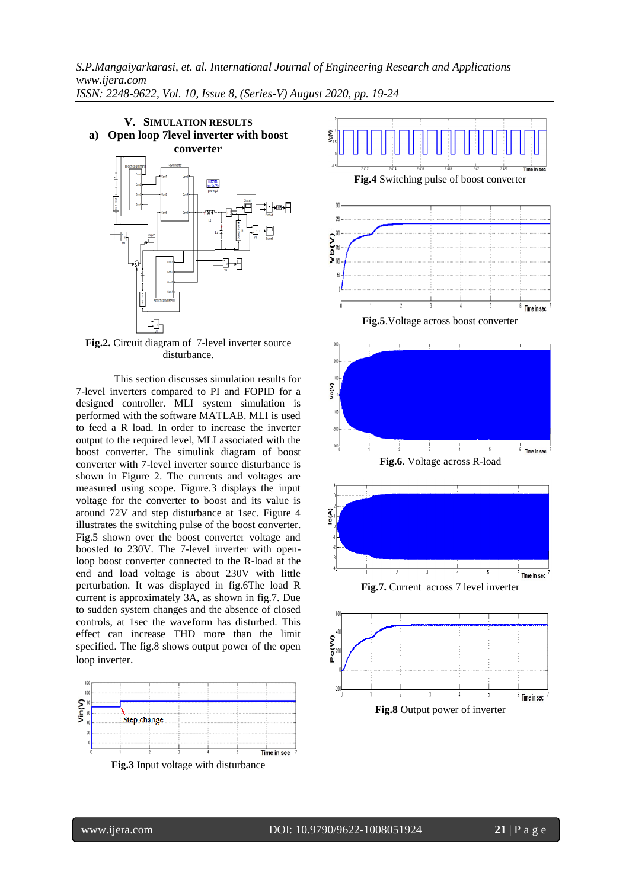## V. SIMULATION RESULTS

### a) Open loop 7level inverter with boost converter

**Fig.2.** Circuit diagram of 7-level inverter source disturbance.

This section discusses simulation results for 7-level inverters compared to PI and FOPID for a designed controller. MLI system simulation is performed with the software MATLAB. MLI is used to feed a R load. In order to increase the inverter output to the required level, MLI associated with the boost converter. The simulink diagram of boost converter with 7-level inverter source disturbance is shown in Figure 2. The currents and voltages are measured using scope. Figure.3 displays the input voltage for the converter to boost and its value is around 72V and step disturbance at 1sec. Figure 4 illustrates the switching pulse of the boost converter. Fig.5 shown over the boost converter voltage and boosted to 230V. The 7-level inverter with open-loop boost converter connected to the R-load at the end and load voltage is about 230V with little perturbation. It was displayed in fig.6The load R current is approximately 3A, as shown in fig.7. Due to sudden system changes and the absence of closed controls, at 1sec the waveform has disturbed. This effect can increase THD more than the limit specified. The fig.8 shows output power of the open loop inverter.

**Fig.3** Input voltage with disturbance

**Fig.4** Switching pulse of boost converter

**Fig.5**.Voltage across boost converter

**Fig.6**. Voltage across R-load

**Fig.7.** Current across 7 level inverter

**Fig.8** Output power of inverter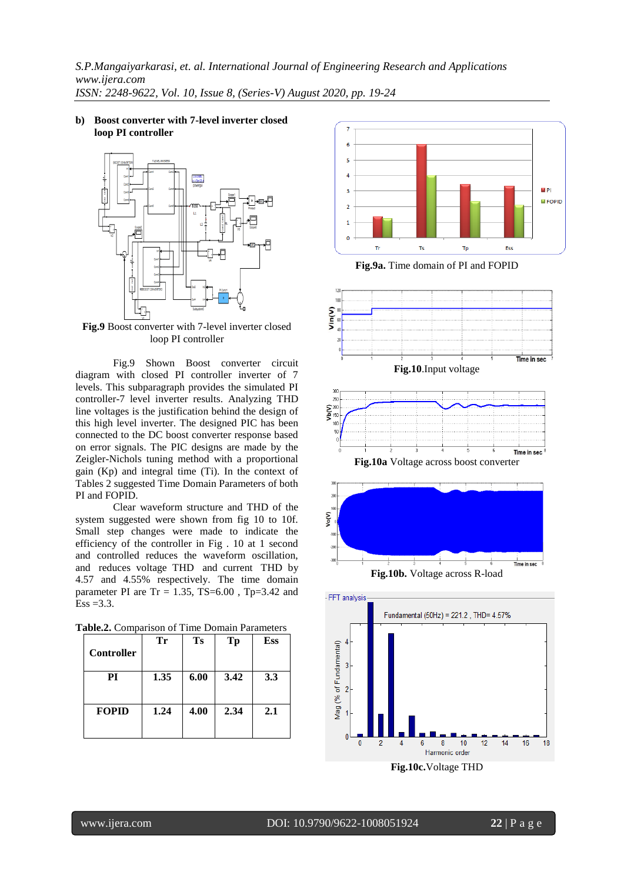**b) Boost converter with 7-level inverter closed loop PI controller**

**Fig.9** Boost converter with 7-level inverter closed loop PI controller

Fig.9 Shown Boost converter circuit diagram with closed PI controller inverter of 7 levels. This subparagraph provides the simulated PI controller-7 level inverter results. Analyzing THD line voltages is the justification behind the design of this high level inverter. The designed PIC has been connected to the DC boost converter response based on error signals. The PIC designs are made by the Zeigler-Nichols tuning method with a proportional gain (Kp) and integral time (Ti). In the context of Tables 2 suggested Time Domain Parameters of both PI and FOPID.

Clear waveform structure and THD of the system suggested were shown from fig 10 to 10f. Small step changes were made to indicate the efficiency of the controller in Fig . 10 at 1 second and controlled reduces the waveform oscillation, and reduces voltage THD and current THD by 4.57 and 4.55% respectively. The time domain parameter PI are Tr = 1.35, TS=6.00 , Tp=3.42 and Ess =3.3.

**Table.2.** Comparison of Time Domain Parameters

| Controller | Tr | Ts | Tp | Ess |
|---|---|---|---|---|
| **PI** | **1.35** | **6.00** | **3.42** | **3.3** |
| **FOPID** | **1.24** | **4.00** | **2.34** | **2.1** |

**Fig.9a.** Time domain of PI and FOPID

**Fig.10**.Input voltage

**Fig.10a** Voltage across boost converter

**Fig.10b.** Voltage across R-load

**Fig.10c.**Voltage THD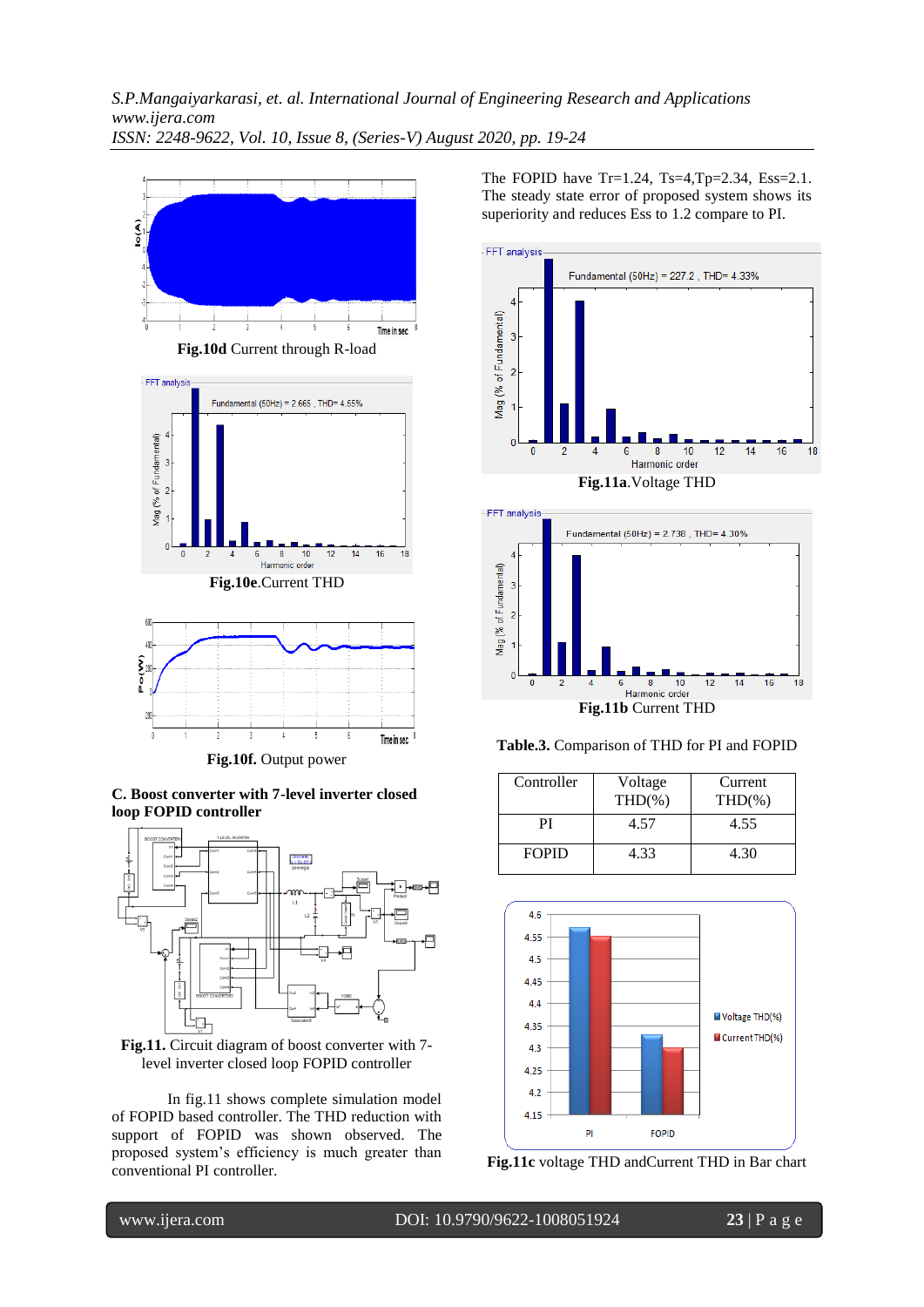**Fig.10d** Current through R-load

**Fig.10e**.Current THD

**Fig.10f.** Output power

### C. Boost converter with 7-level inverter closed loop FOPID controller

**Fig.11.** Circuit diagram of boost converter with 7-level inverter closed loop FOPID controller

In fig.11 shows complete simulation model of FOPID based controller. The THD reduction with support of FOPID was shown observed. The proposed system's efficiency is much greater than conventional PI controller.

The FOPID have Tr=1.24, Ts=4,Tp=2.34, Ess=2.1. The steady state error of proposed system shows its superiority and reduces Ess to 1.2 compare to PI.

**Fig.11a**.Voltage THD

**Fig.11b** Current THD

**Table.3.** Comparison of THD for PI and FOPID

| Controller | Voltage THD(%) | Current THD(%) |
|---|---|---|
| PI | 4.57 | 4.55 |
| FOPID | 4.33 | 4.30 |

**Fig.11c** voltage THD andCurrent THD in Bar chart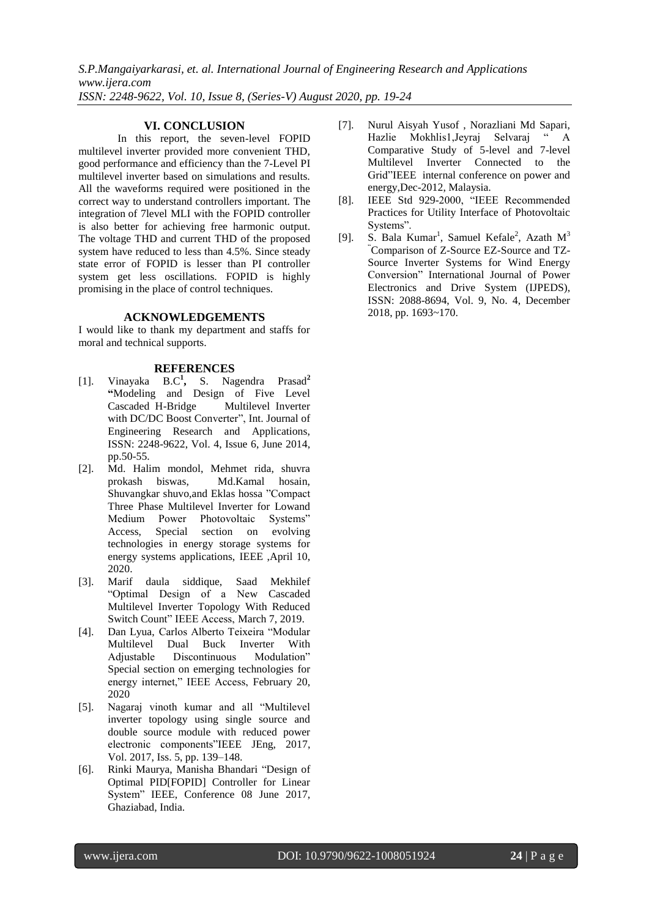## VI. CONCLUSION

In this report, the seven-level FOPID multilevel inverter provided more convenient THD, good performance and efficiency than the 7-Level PI multilevel inverter based on simulations and results. All the waveforms required were positioned in the correct way to understand controllers important. The integration of 7level MLI with the FOPID controller is also better for achieving free harmonic output. The voltage THD and current THD of the proposed system have reduced to less than 4.5%. Since steady state error of FOPID is lesser than PI controller system get less oscillations. FOPID is highly promising in the place of control techniques.

## ACKNOWLEDGEMENTS

I would like to thank my department and staffs for moral and technical supports.

## REFERENCES

[1]. Vinayaka B.C[1], S. Nagendra Prasad[2] "Modeling and Design of Five Level Cascaded H-Bridge Multilevel Inverter with DC/DC Boost Converter", Int. Journal of Engineering Research and Applications, ISSN: 2248-9622, Vol. 4, Issue 6, June 2014, pp.50-55.

[2]. Md. Halim mondol, Mehmet rida, shuvra prokash biswas, Md.Kamal hosain, Shuvangkar shuvo,and Eklas hossa "Compact Three Phase Multilevel Inverter for Lowand Medium Power Photovoltaic Systems" Access, Special section on evolving technologies in energy storage systems for energy systems applications, IEEE ,April 10, 2020.

[3]. Marif daula siddique, Saad Mekhilef "Optimal Design of a New Cascaded Multilevel Inverter Topology With Reduced Switch Count" IEEE Access, March 7, 2019.

[4]. Dan Lyua, Carlos Alberto Teixeira "Modular Multilevel Dual Buck Inverter With Adjustable Discontinuous Modulation" Special section on emerging technologies for energy internet," IEEE Access, February 20, 2020

[5]. Nagaraj vinoth kumar and all "Multilevel inverter topology using single source and double source module with reduced power electronic components"IEEE JEng, 2017, Vol. 2017, Iss. 5, pp. 139–148.

[6]. Rinki Maurya, Manisha Bhandari "Design of Optimal PID[FOPID] Controller for Linear System" IEEE, Conference 08 June 2017, Ghaziabad, India.

[7]. Nurul Aisyah Yusof , Norazliani Md Sapari, Hazlie Mokhlis1,Jeyraj Selvaraj " A Comparative Study of 5-level and 7-level Multilevel Inverter Connected to the Grid"IEEE internal conference on power and energy,Dec-2012, Malaysia.

[8]. IEEE Std 929-2000, "IEEE Recommended Practices for Utility Interface of Photovoltaic Systems".

[9]. S. Bala Kumar[1], Samuel Kefale[2], Azath M[3] "Comparison of Z-Source EZ-Source and TZ-Source Inverter Systems for Wind Energy Conversion" International Journal of Power Electronics and Drive System (IJPEDS), ISSN: 2088-8694, Vol. 9, No. 4, December 2018, pp. 1693~170.